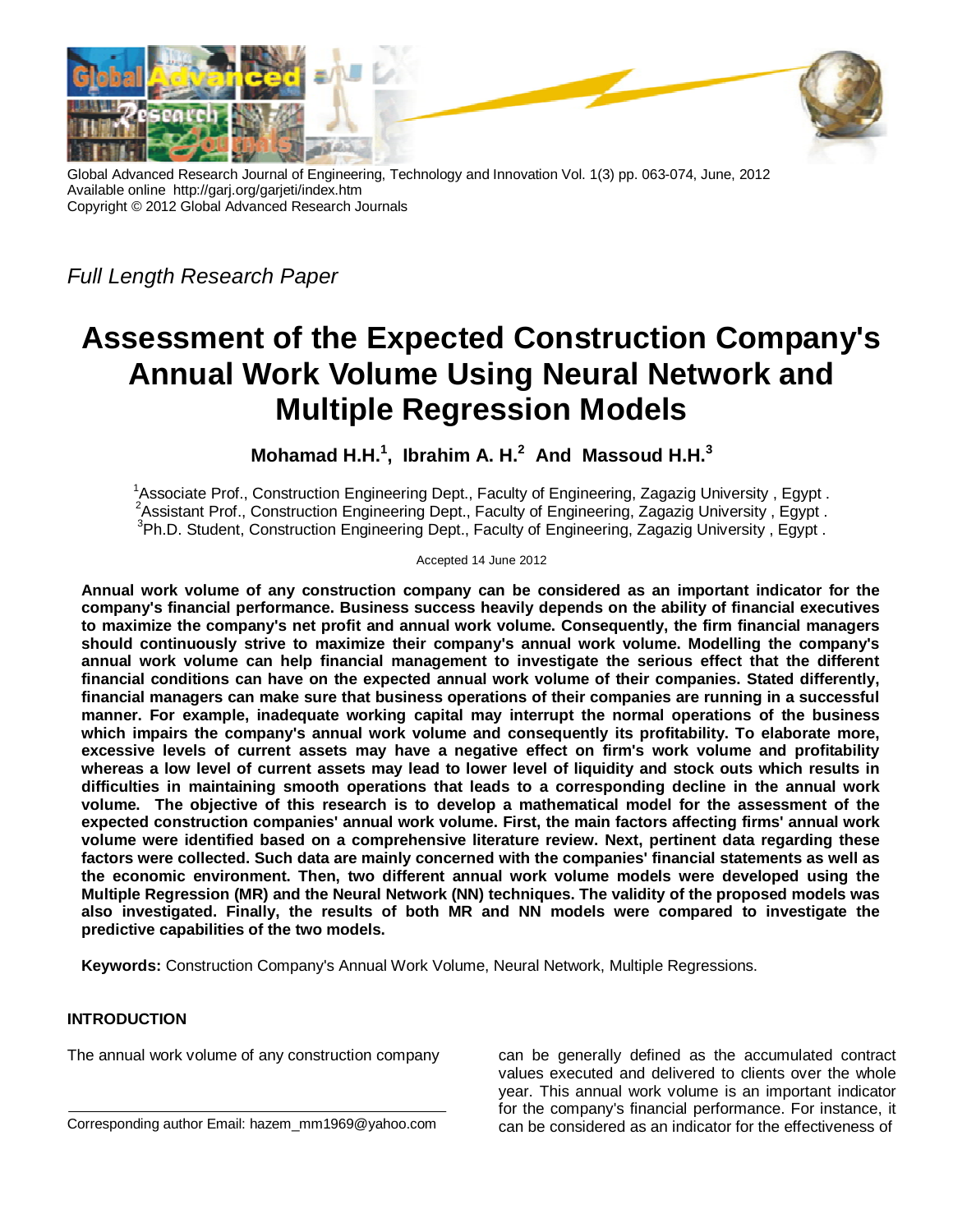Full Length Research Paper

# Assessment of the Expected Construction Company's Annual Work Volume Using Neural Network and Multiple Regression Models

**Mohamad H.H.[1], Ibrahim A. H.[2] And Massoud H.H.[3]**

[1]Associate Prof., Construction Engineering Dept., Faculty of Engineering, Zagazig University , Egypt .
[2]Assistant Prof., Construction Engineering Dept., Faculty of Engineering, Zagazig University , Egypt .
[3]Ph.D. Student, Construction Engineering Dept., Faculty of Engineering, Zagazig University , Egypt .

Accepted 14 June 2012

**Annual work volume of any construction company can be considered as an important indicator for the company's financial performance. Business success heavily depends on the ability of financial executives to maximize the company's net profit and annual work volume. Consequently, the firm financial managers should continuously strive to maximize their company's annual work volume. Modelling the company's annual work volume can help financial management to investigate the serious effect that the different financial conditions can have on the expected annual work volume of their companies. Stated differently, financial managers can make sure that business operations of their companies are running in a successful manner. For example, inadequate working capital may interrupt the normal operations of the business which impairs the company's annual work volume and consequently its profitability. To elaborate more, excessive levels of current assets may have a negative effect on firm's work volume and profitability whereas a low level of current assets may lead to lower level of liquidity and stock outs which results in difficulties in maintaining smooth operations that leads to a corresponding decline in the annual work volume. The objective of this research is to develop a mathematical model for the assessment of the expected construction companies' annual work volume. First, the main factors affecting firms' annual work volume were identified based on a comprehensive literature review. Next, pertinent data regarding these factors were collected. Such data are mainly concerned with the companies' financial statements as well as the economic environment. Then, two different annual work volume models were developed using the Multiple Regression (MR) and the Neural Network (NN) techniques. The validity of the proposed models was also investigated. Finally, the results of both MR and NN models were compared to investigate the predictive capabilities of the two models.**

**Keywords:** Construction Company's Annual Work Volume, Neural Network, Multiple Regressions.

## INTRODUCTION

The annual work volume of any construction company can be generally defined as the accumulated contract values executed and delivered to clients over the whole year. This annual work volume is an important indicator for the company's financial performance. For instance, it can be considered as an indicator for the effectiveness of

Corresponding author Email: hazem_mm1969@yahoo.com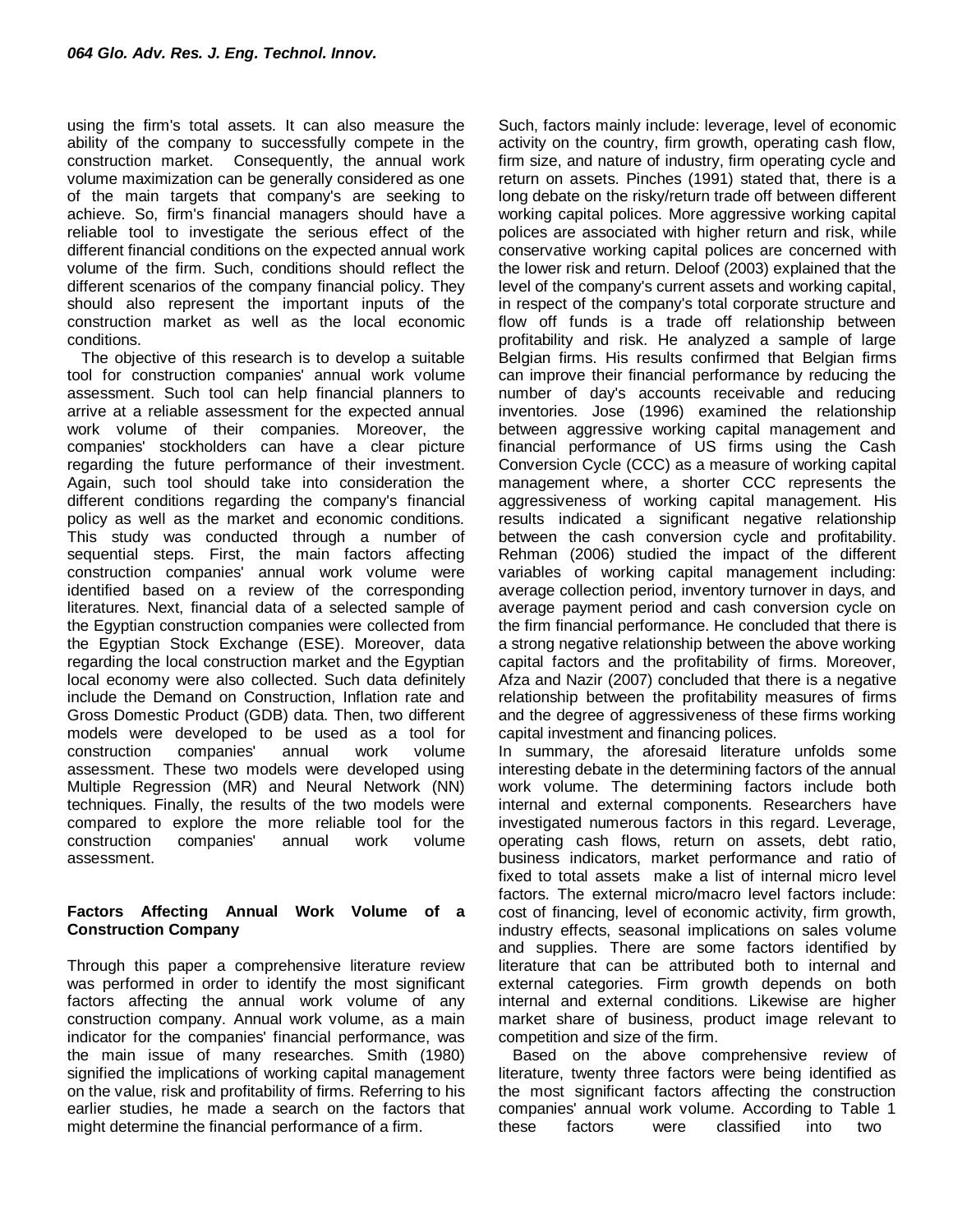using the firm's total assets. It can also measure the ability of the company to successfully compete in the construction market. Consequently, the annual work volume maximization can be generally considered as one of the main targets that company's are seeking to achieve. So, firm's financial managers should have a reliable tool to investigate the serious effect of the different financial conditions on the expected annual work volume of the firm. Such, conditions should reflect the different scenarios of the company financial policy. They should also represent the important inputs of the construction market as well as the local economic conditions.

The objective of this research is to develop a suitable tool for construction companies' annual work volume assessment. Such tool can help financial planners to arrive at a reliable assessment for the expected annual work volume of their companies. Moreover, the companies' stockholders can have a clear picture regarding the future performance of their investment. Again, such tool should take into consideration the different conditions regarding the company's financial policy as well as the market and economic conditions. This study was conducted through a number of sequential steps. First, the main factors affecting construction companies' annual work volume were identified based on a review of the corresponding literatures. Next, financial data of a selected sample of the Egyptian construction companies were collected from the Egyptian Stock Exchange (ESE). Moreover, data regarding the local construction market and the Egyptian local economy were also collected. Such data definitely include the Demand on Construction, Inflation rate and Gross Domestic Product (GDB) data. Then, two different models were developed to be used as a tool for construction companies' annual work volume assessment. These two models were developed using Multiple Regression (MR) and Neural Network (NN) techniques. Finally, the results of the two models were compared to explore the more reliable tool for the construction companies' annual work volume assessment.

## Factors Affecting Annual Work Volume of a Construction Company

Through this paper a comprehensive literature review was performed in order to identify the most significant factors affecting the annual work volume of any construction company. Annual work volume, as a main indicator for the companies' financial performance, was the main issue of many researches. Smith (1980) signified the implications of working capital management on the value, risk and profitability of firms. Referring to his earlier studies, he made a search on the factors that might determine the financial performance of a firm. Such, factors mainly include: leverage, level of economic activity on the country, firm growth, operating cash flow, firm size, and nature of industry, firm operating cycle and return on assets. Pinches (1991) stated that, there is a long debate on the risky/return trade off between different working capital polices. More aggressive working capital polices are associated with higher return and risk, while conservative working capital polices are concerned with the lower risk and return. Deloof (2003) explained that the level of the company's current assets and working capital, in respect of the company's total corporate structure and flow off funds is a trade off relationship between profitability and risk. He analyzed a sample of large Belgian firms. His results confirmed that Belgian firms can improve their financial performance by reducing the number of day's accounts receivable and reducing inventories. Jose (1996) examined the relationship between aggressive working capital management and financial performance of US firms using the Cash Conversion Cycle (CCC) as a measure of working capital management where, a shorter CCC represents the aggressiveness of working capital management. His results indicated a significant negative relationship between the cash conversion cycle and profitability. Rehman (2006) studied the impact of the different variables of working capital management including: average collection period, inventory turnover in days, and average payment period and cash conversion cycle on the firm financial performance. He concluded that there is a strong negative relationship between the above working capital factors and the profitability of firms. Moreover, Afza and Nazir (2007) concluded that there is a negative relationship between the profitability measures of firms and the degree of aggressiveness of these firms working capital investment and financing polices.

In summary, the aforesaid literature unfolds some interesting debate in the determining factors of the annual work volume. The determining factors include both internal and external components. Researchers have investigated numerous factors in this regard. Leverage, operating cash flows, return on assets, debt ratio, business indicators, market performance and ratio of fixed to total assets make a list of internal micro level factors. The external micro/macro level factors include: cost of financing, level of economic activity, firm growth, industry effects, seasonal implications on sales volume and supplies. There are some factors identified by literature that can be attributed both to internal and external categories. Firm growth depends on both internal and external conditions. Likewise are higher market share of business, product image relevant to competition and size of the firm.

Based on the above comprehensive review of literature, twenty three factors were being identified as the most significant factors affecting the construction companies' annual work volume. According to Table 1 these factors were classified into two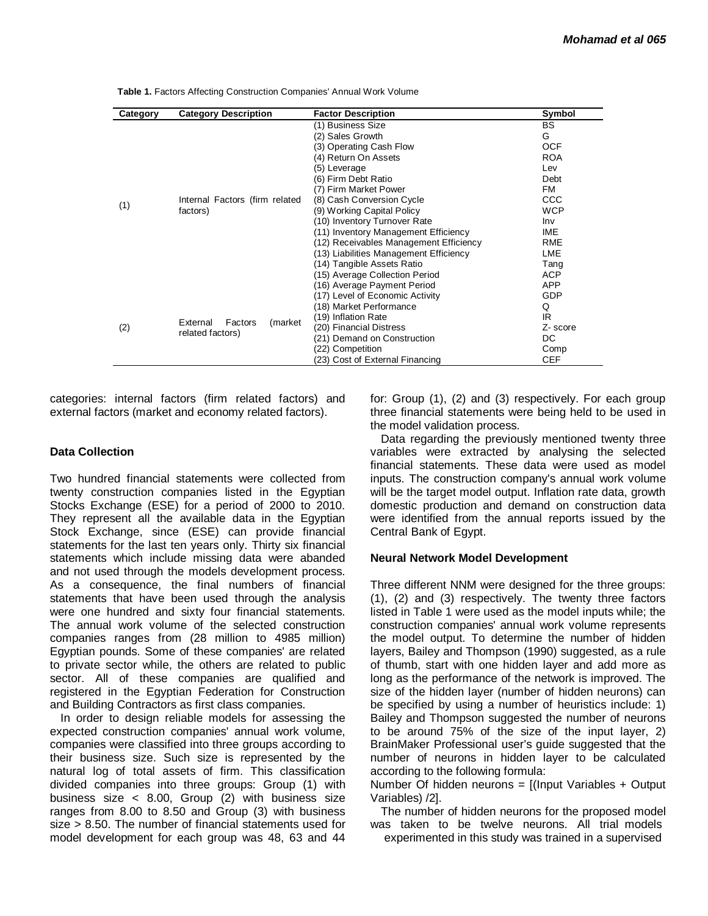**Table 1.** Factors Affecting Construction Companies' Annual Work Volume

| Category | Category Description | Factor Description | Symbol |
|---|---|---|---|
| (1) | Internal Factors (firm related factors) | (1) Business Size | BS |
| | | (2) Sales Growth | G |
| | | (3) Operating Cash Flow | OCF |
| | | (4) Return On Assets | ROA |
| | | (5) Leverage | Lev |
| | | (6) Firm Debt Ratio | Debt |
| | | (7) Firm Market Power | FM |
| | | (8) Cash Conversion Cycle | CCC |
| | | (9) Working Capital Policy | WCP |
| | | (10) Inventory Turnover Rate | Inv |
| | | (11) Inventory Management Efficiency | IME |
| | | (12) Receivables Management Efficiency | RME |
| | | (13) Liabilities Management Efficiency | LME |
| | | (14) Tangible Assets Ratio | Tang |
| | | (15) Average Collection Period | ACP |
| | | (16) Average Payment Period | APP |
| (2) | External Factors (market related factors) | (17) Level of Economic Activity | GDP |
| | | (18) Market Performance | Q |
| | | (19) Inflation Rate | IR |
| | | (20) Financial Distress | Z- score |
| | | (21) Demand on Construction | DC |
| | | (22) Competition | Comp |
| | | (23) Cost of External Financing | CEF |

categories: internal factors (firm related factors) and external factors (market and economy related factors).

### Data Collection

Two hundred financial statements were collected from twenty construction companies listed in the Egyptian Stocks Exchange (ESE) for a period of 2000 to 2010. They represent all the available data in the Egyptian Stock Exchange, since (ESE) can provide financial statements for the last ten years only. Thirty six financial statements which include missing data were abanded and not used through the models development process. As a consequence, the final numbers of financial statements that have been used through the analysis were one hundred and sixty four financial statements. The annual work volume of the selected construction companies ranges from (28 million to 4985 million) Egyptian pounds. Some of these companies' are related to private sector while, the others are related to public sector. All of these companies are qualified and registered in the Egyptian Federation for Construction and Building Contractors as first class companies.

In order to design reliable models for assessing the expected construction companies' annual work volume, companies were classified into three groups according to their business size. Such size is represented by the natural log of total assets of firm. This classification divided companies into three groups: Group (1) with business size < 8.00, Group (2) with business size ranges from 8.00 to 8.50 and Group (3) with business size > 8.50. The number of financial statements used for model development for each group was 48, 63 and 44 for: Group (1), (2) and (3) respectively. For each group three financial statements were being held to be used in the model validation process.

Data regarding the previously mentioned twenty three variables were extracted by analysing the selected financial statements. These data were used as model inputs. The construction company's annual work volume will be the target model output. Inflation rate data, growth domestic production and demand on construction data were identified from the annual reports issued by the Central Bank of Egypt.

### Neural Network Model Development

Three different NNM were designed for the three groups: (1), (2) and (3) respectively. The twenty three factors listed in Table 1 were used as the model inputs while; the construction companies' annual work volume represents the model output. To determine the number of hidden layers, Bailey and Thompson (1990) suggested, as a rule of thumb, start with one hidden layer and add more as long as the performance of the network is improved. The size of the hidden layer (number of hidden neurons) can be specified by using a number of heuristics include: 1) Bailey and Thompson suggested the number of neurons to be around 75% of the size of the input layer, 2) BrainMaker Professional user's guide suggested that the number of neurons in hidden layer to be calculated according to the following formula:

Number Of hidden neurons = [(Input Variables + Output Variables) /2].

The number of hidden neurons for the proposed model was taken to be twelve neurons. All trial models experimented in this study was trained in a supervised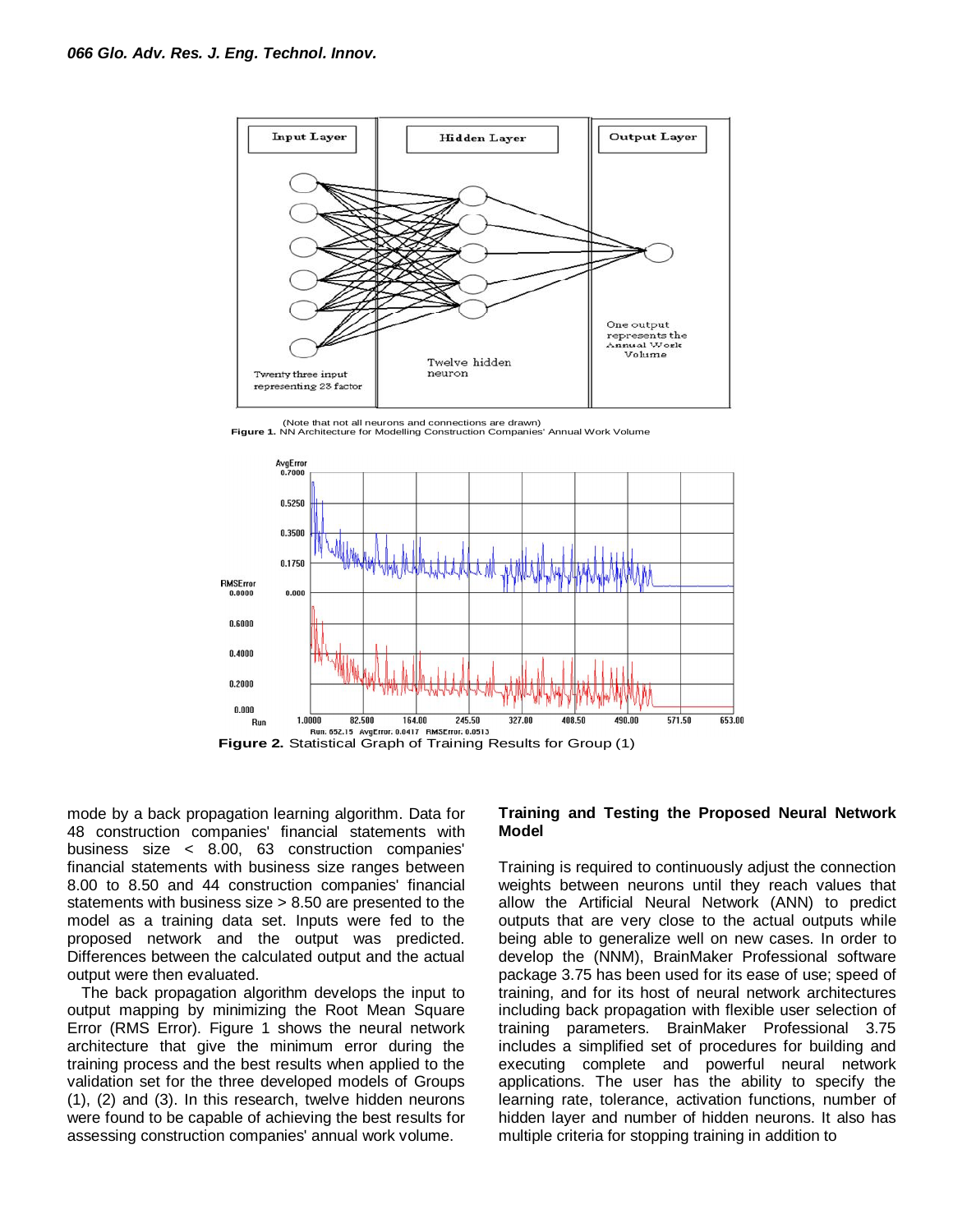(Note that not all neurons and connections are drawn)

**Figure 1.** NN Architecture for Modelling Construction Companies' Annual Work Volume

**Figure 2.** Statistical Graph of Training Results for Group (1)

mode by a back propagation learning algorithm. Data for 48 construction companies' financial statements with business size < 8.00, 63 construction companies' financial statements with business size ranges between 8.00 to 8.50 and 44 construction companies' financial statements with business size > 8.50 are presented to the model as a training data set. Inputs were fed to the proposed network and the output was predicted. Differences between the calculated output and the actual output were then evaluated.

The back propagation algorithm develops the input to output mapping by minimizing the Root Mean Square Error (RMS Error). Figure 1 shows the neural network architecture that give the minimum error during the training process and the best results when applied to the validation set for the three developed models of Groups (1), (2) and (3). In this research, twelve hidden neurons were found to be capable of achieving the best results for assessing construction companies' annual work volume.

## Training and Testing the Proposed Neural Network Model

Training is required to continuously adjust the connection weights between neurons until they reach values that allow the Artificial Neural Network (ANN) to predict outputs that are very close to the actual outputs while being able to generalize well on new cases. In order to develop the (NNM), BrainMaker Professional software package 3.75 has been used for its ease of use; speed of training, and for its host of neural network architectures including back propagation with flexible user selection of training parameters. BrainMaker Professional 3.75 includes a simplified set of procedures for building and executing complete and powerful neural network applications. The user has the ability to specify the learning rate, tolerance, activation functions, number of hidden layer and number of hidden neurons. It also has multiple criteria for stopping training in addition to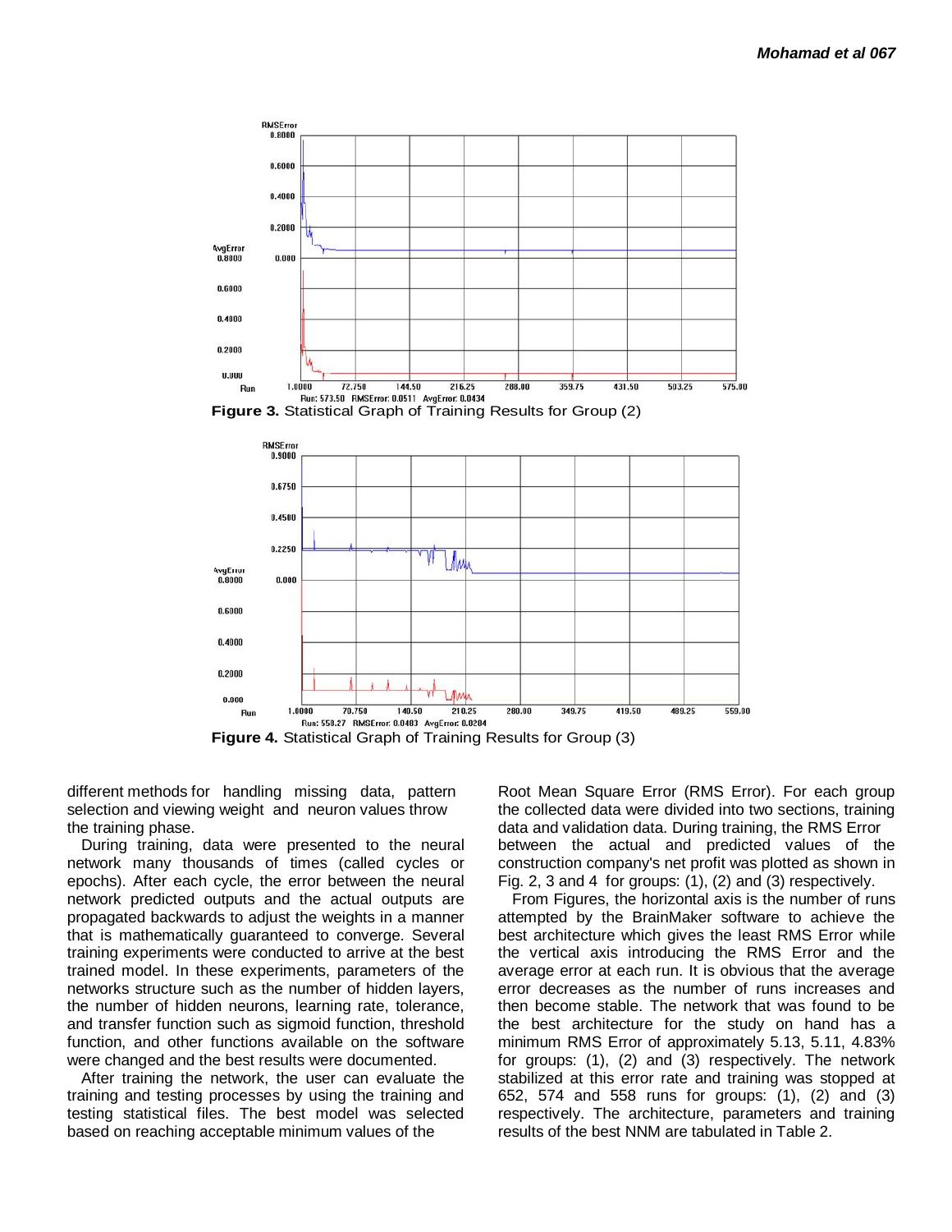Figure 3. Statistical Graph of Training Results for Group (2)

Figure 4. Statistical Graph of Training Results for Group (3)

different methods for handling missing data, pattern selection and viewing weight and neuron values throw the training phase.

During training, data were presented to the neural network many thousands of times (called cycles or epochs). After each cycle, the error between the neural network predicted outputs and the actual outputs are propagated backwards to adjust the weights in a manner that is mathematically guaranteed to converge. Several training experiments were conducted to arrive at the best trained model. In these experiments, parameters of the networks structure such as the number of hidden layers, the number of hidden neurons, learning rate, tolerance, and transfer function such as sigmoid function, threshold function, and other functions available on the software were changed and the best results were documented.

After training the network, the user can evaluate the training and testing processes by using the training and testing statistical files. The best model was selected based on reaching acceptable minimum values of the Root Mean Square Error (RMS Error). For each group the collected data were divided into two sections, training data and validation data. During training, the RMS Error between the actual and predicted values of the construction company's net profit was plotted as shown in Fig. 2, 3 and 4 for groups: (1), (2) and (3) respectively.

From Figures, the horizontal axis is the number of runs attempted by the BrainMaker software to achieve the best architecture which gives the least RMS Error while the vertical axis introducing the RMS Error and the average error at each run. It is obvious that the average error decreases as the number of runs increases and then become stable. The network that was found to be the best architecture for the study on hand has a minimum RMS Error of approximately 5.13, 5.11, 4.83% for groups: (1), (2) and (3) respectively. The network stabilized at this error rate and training was stopped at 652, 574 and 558 runs for groups: (1), (2) and (3) respectively. The architecture, parameters and training results of the best NNM are tabulated in Table 2.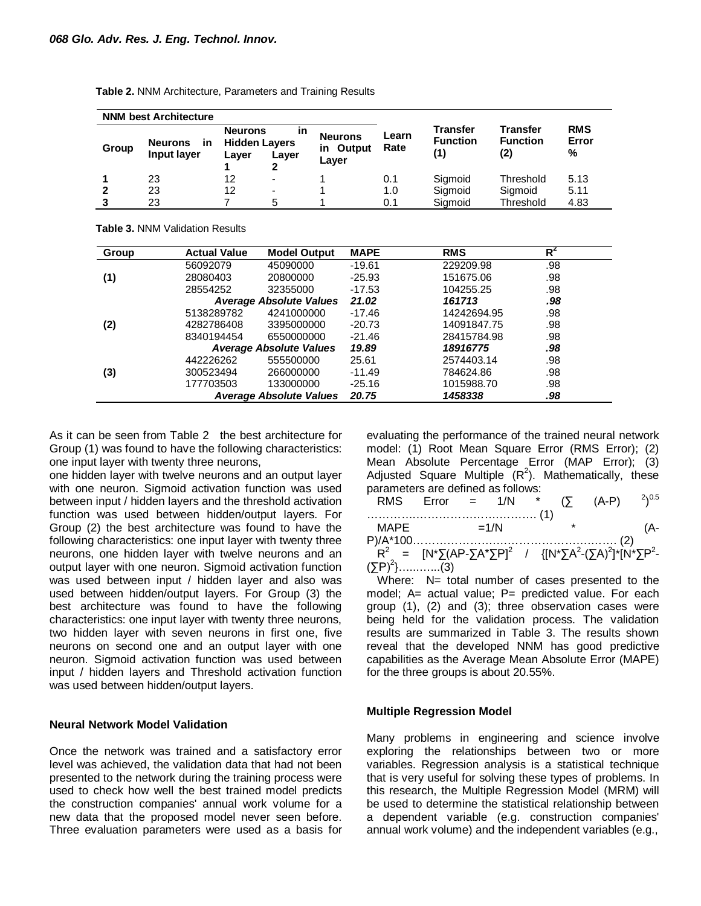**Table 2.** NNM Architecture, Parameters and Training Results

| NNM best Architecture | | | | | | | | |
|---|---|---|---|---|---|---|---|---|
| Group | Neurons in Input layer | Neurons in Hidden Layers | | Neurons in Output Layer | Learn Rate | Transfer Function (1) | Transfer Function (2) | RMS Error % |
| | | Layer 1 | Layer 2 | | | | | |
| **1** | 23 | 12 | - | 1 | 0.1 | Sigmoid | Threshold | 5.13 |
| **2** | 23 | 12 | - | 1 | 1.0 | Sigmoid | Sigmoid | 5.11 |
| **3** | 23 | 7 | 5 | 1 | 0.1 | Sigmoid | Threshold | 4.83 |

**Table 3.** NNM Validation Results

| Group | Actual Value | Model Output | MAPE | RMS | $R^2$ |
|---|---|---|---|---|---|
| | 56092079 | 45090000 | -19.61 | 229209.98 | .98 |
| **(1)** | 28080403 | 20800000 | -25.93 | 151675.06 | .98 |
| | 28554252 | 32355000 | -17.53 | 104255.25 | .98 |
| | ***Average Absolute Values*** | | ***21.02*** | ***161713*** | ***.98*** |
| | 5138289782 | 4241000000 | -17.46 | 14242694.95 | .98 |
| **(2)** | 4282786408 | 3395000000 | -20.73 | 14091847.75 | .98 |
| | 8340194454 | 6550000000 | -21.46 | 28415784.98 | .98 |
| | ***Average Absolute Values*** | | ***19.89*** | ***18916775*** | ***.98*** |
| | 442226262 | 555500000 | 25.61 | 2574403.14 | .98 |
| **(3)** | 300523494 | 266000000 | -11.49 | 784624.86 | .98 |
| | 177703503 | 133000000 | -25.16 | 1015988.70 | .98 |
| | ***Average Absolute Values*** | | ***20.75*** | ***1458338*** | ***.98*** |

As it can be seen from Table 2 the best architecture for Group (1) was found to have the following characteristics: one input layer with twenty three neurons,

one hidden layer with twelve neurons and an output layer with one neuron. Sigmoid activation function was used between input / hidden layers and the threshold activation function was used between hidden/output layers. For Group (2) the best architecture was found to have the following characteristics: one input layer with twenty three neurons, one hidden layer with twelve neurons and an output layer with one neuron. Sigmoid activation function was used between input / hidden layer and also was used between hidden/output layers. For Group (3) the best architecture was found to have the following characteristics: one input layer with twenty three neurons, two hidden layer with seven neurons in first one, five neurons on second one and an output layer with one neuron. Sigmoid activation function was used between input / hidden layers and Threshold activation function was used between hidden/output layers.

### Neural Network Model Validation

Once the network was trained and a satisfactory error level was achieved, the validation data that had not been presented to the network during the training process were used to check how well the best trained model predicts the construction companies' annual work volume for a new data that the proposed model never seen before. Three evaluation parameters were used as a basis for evaluating the performance of the trained neural network model: (1) Root Mean Square Error (RMS Error); (2) Mean Absolute Percentage Error (MAP Error); (3) Adjusted Square Multiple ($R^2$). Mathematically, these parameters are defined as follows:

$$\text{RMS Error} = 1/N * (\sum (A-P)^2)^{0.5} \quad \text{……………………………………… (1)}$$

$$\text{MAPE} = 1/N * (A-P)/A*100 \quad \text{……………………………………………… (2)}$$

$$R^2 = [N*\sum(AP-\sum A*\sum P]^2 / \{[N*\sum A^2-(\sum A)^2]*[N*\sum P^2-(\sum P)^2\} \quad \text{………..(3)}$$

Where: N= total number of cases presented to the model; A= actual value; P= predicted value. For each group (1), (2) and (3); three observation cases were being held for the validation process. The validation results are summarized in Table 3. The results shown reveal that the developed NNM has good predictive capabilities as the Average Mean Absolute Error (MAPE) for the three groups is about 20.55%.

### Multiple Regression Model

Many problems in engineering and science involve exploring the relationships between two or more variables. Regression analysis is a statistical technique that is very useful for solving these types of problems. In this research, the Multiple Regression Model (MRM) will be used to determine the statistical relationship between a dependent variable (e.g. construction companies' annual work volume) and the independent variables (e.g.,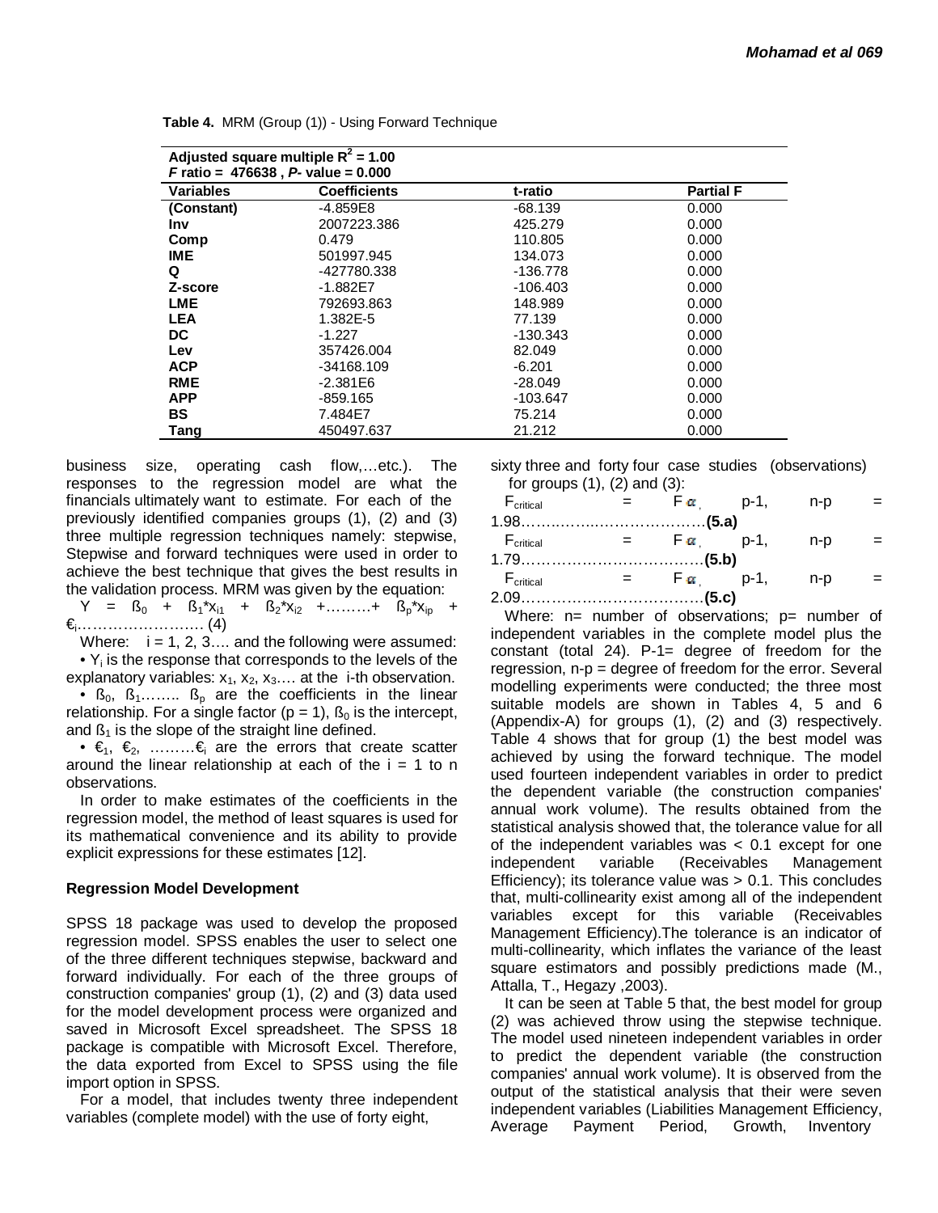**Table 4.** MRM (Group (1)) - Using Forward Technique

| Adjusted square multiple $R^2 = 1.00$ <br> *F* ratio = 476638 , *P*- value = 0.000 | | | |
|---|---|---|---|
| **Variables** | **Coefficients** | **t-ratio** | **Partial F** |
| (Constant) | -4.859E8 | -68.139 | 0.000 |
| Inv | 2007223.386 | 425.279 | 0.000 |
| Comp | 0.479 | 110.805 | 0.000 |
| IME | 501997.945 | 134.073 | 0.000 |
| Q | -427780.338 | -136.778 | 0.000 |
| Z-score | -1.882E7 | -106.403 | 0.000 |
| LME | 792693.863 | 148.989 | 0.000 |
| LEA | 1.382E-5 | 77.139 | 0.000 |
| DC | -1.227 | -130.343 | 0.000 |
| Lev | 357426.004 | 82.049 | 0.000 |
| ACP | -34168.109 | -6.201 | 0.000 |
| RME | -2.381E6 | -28.049 | 0.000 |
| APP | -859.165 | -103.647 | 0.000 |
| BS | 7.484E7 | 75.214 | 0.000 |
| Tang | 450497.637 | 21.212 | 0.000 |

business size, operating cash flow,…etc.). The responses to the regression model are what the financials ultimately want to estimate. For each of the previously identified companies groups (1), (2) and (3) three multiple regression techniques namely: stepwise, Stepwise and forward techniques were used in order to achieve the best technique that gives the best results in the validation process. MRM was given by the equation:

$$Y = ß_0 + ß_1 * x_{i1} + ß_2 * x_{i2} + \ldots\ldots + ß_p * x_{ip} + €_i \quad (4)$$

Where: i = 1, 2, 3…. and the following were assumed:

- $Y_i$ is the response that corresponds to the levels of the explanatory variables: $x_1$, $x_2$, $x_3$…. at the i-th observation.
- $ß_0$, $ß_1$…….. $ß_p$ are the coefficients in the linear relationship. For a single factor (p = 1), $ß_0$ is the intercept, and $ß_1$ is the slope of the straight line defined.
- $€_1$, $€_2$, ………$€_i$ are the errors that create scatter around the linear relationship at each of the i = 1 to n observations.

In order to make estimates of the coefficients in the regression model, the method of least squares is used for its mathematical convenience and its ability to provide explicit expressions for these estimates [12].

### Regression Model Development

SPSS 18 package was used to develop the proposed regression model. SPSS enables the user to select one of the three different techniques stepwise, backward and forward individually. For each of the three groups of construction companies' group (1), (2) and (3) data used for the model development process were organized and saved in Microsoft Excel spreadsheet. The SPSS 18 package is compatible with Microsoft Excel. Therefore, the data exported from Excel to SPSS using the file import option in SPSS.

For a model, that includes twenty three independent variables (complete model) with the use of forty eight, sixty three and forty four case studies (observations) for groups (1), (2) and (3):

$F_{critical} = F_{\alpha,\ p-1,\ n-p} = 1.98$…………………………………**(5.a)**

$F_{critical} = F_{\alpha,\ p-1,\ n-p} = 1.79$…………………………………**(5.b)**

$F_{critical} = F_{\alpha,\ p-1,\ n-p} = 2.09$…………………………………**(5.c)**

Where: n= number of observations; p= number of independent variables in the complete model plus the constant (total 24). P-1= degree of freedom for the regression, n-p = degree of freedom for the error. Several modelling experiments were conducted; the three most suitable models are shown in Tables 4, 5 and 6 (Appendix-A) for groups (1), (2) and (3) respectively. Table 4 shows that for group (1) the best model was achieved by using the forward technique. The model used fourteen independent variables in order to predict the dependent variable (the construction companies' annual work volume). The results obtained from the statistical analysis showed that, the tolerance value for all of the independent variables was < 0.1 except for one independent variable (Receivables Management Efficiency); its tolerance value was > 0.1. This concludes that, multi-collinearity exist among all of the independent variables except for this variable (Receivables Management Efficiency).The tolerance is an indicator of multi-collinearity, which inflates the variance of the least square estimators and possibly predictions made (M., Attalla, T., Hegazy ,2003).

It can be seen at Table 5 that, the best model for group (2) was achieved throw using the stepwise technique. The model used nineteen independent variables in order to predict the dependent variable (the construction companies' annual work volume). It is observed from the output of the statistical analysis that their were seven independent variables (Liabilities Management Efficiency, Average Payment Period, Growth, Inventory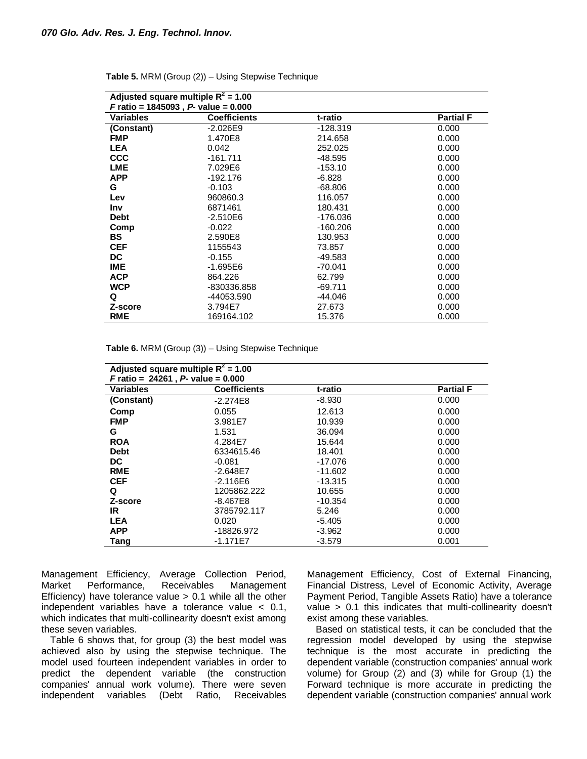**Table 5.** MRM (Group (2)) – Using Stepwise Technique

| Adjusted square multiple $R^2$ = 1.00 | | | |
|---|---|---|---|
| *F* ratio = 1845093 , *P*- value = 0.000 | | | |
| **Variables** | **Coefficients** | **t-ratio** | **Partial F** |
| **(Constant)** | -2.026E9 | -128.319 | 0.000 |
| **FMP** | 1.470E8 | 214.658 | 0.000 |
| **LEA** | 0.042 | 252.025 | 0.000 |
| **CCC** | -161.711 | -48.595 | 0.000 |
| **LME** | 7.029E6 | -153.10 | 0.000 |
| **APP** | -192.176 | -6.828 | 0.000 |
| **G** | -0.103 | -68.806 | 0.000 |
| **Lev** | 960860.3 | 116.057 | 0.000 |
| **Inv** | 6871461 | 180.431 | 0.000 |
| **Debt** | -2.510E6 | -176.036 | 0.000 |
| **Comp** | -0.022 | -160.206 | 0.000 |
| **BS** | 2.590E8 | 130.953 | 0.000 |
| **CEF** | 1155543 | 73.857 | 0.000 |
| **DC** | -0.155 | -49.583 | 0.000 |
| **IME** | -1.695E6 | -70.041 | 0.000 |
| **ACP** | 864.226 | 62.799 | 0.000 |
| **WCP** | -830336.858 | -69.711 | 0.000 |
| **Q** | -44053.590 | -44.046 | 0.000 |
| **Z-score** | 3.794E7 | 27.673 | 0.000 |
| **RME** | 169164.102 | 15.376 | 0.000 |

**Table 6.** MRM (Group (3)) – Using Stepwise Technique

| Adjusted square multiple $R^2$ = 1.00 | | | |
|---|---|---|---|
| *F* ratio = 24261 , *P*- value = 0.000 | | | |
| **Variables** | **Coefficients** | **t-ratio** | **Partial F** |
| **(Constant)** | -2.274E8 | -8.930 | 0.000 |
| **Comp** | 0.055 | 12.613 | 0.000 |
| **FMP** | 3.981E7 | 10.939 | 0.000 |
| **G** | 1.531 | 36.094 | 0.000 |
| **ROA** | 4.284E7 | 15.644 | 0.000 |
| **Debt** | 6334615.46 | 18.401 | 0.000 |
| **DC** | -0.081 | -17.076 | 0.000 |
| **RME** | -2.648E7 | -11.602 | 0.000 |
| **CEF** | -2.116E6 | -13.315 | 0.000 |
| **Q** | 1205862.222 | 10.655 | 0.000 |
| **Z-score** | -8.467E8 | -10.354 | 0.000 |
| **IR** | 3785792.117 | 5.246 | 0.000 |
| **LEA** | 0.020 | -5.405 | 0.000 |
| **APP** | -18826.972 | -3.962 | 0.000 |
| **Tang** | -1.171E7 | -3.579 | 0.001 |

Management Efficiency, Average Collection Period, Market Performance, Receivables Management Efficiency) have tolerance value > 0.1 while all the other independent variables have a tolerance value < 0.1, which indicates that multi-collinearity doesn't exist among these seven variables.

Table 6 shows that, for group (3) the best model was achieved also by using the stepwise technique. The model used fourteen independent variables in order to predict the dependent variable (the construction companies' annual work volume). There were seven independent variables (Debt Ratio, Receivables Management Efficiency, Cost of External Financing, Financial Distress, Level of Economic Activity, Average Payment Period, Tangible Assets Ratio) have a tolerance value > 0.1 this indicates that multi-collinearity doesn't exist among these variables.

Based on statistical tests, it can be concluded that the regression model developed by using the stepwise technique is the most accurate in predicting the dependent variable (construction companies' annual work volume) for Group (2) and (3) while for Group (1) the Forward technique is more accurate in predicting the dependent variable (construction companies' annual work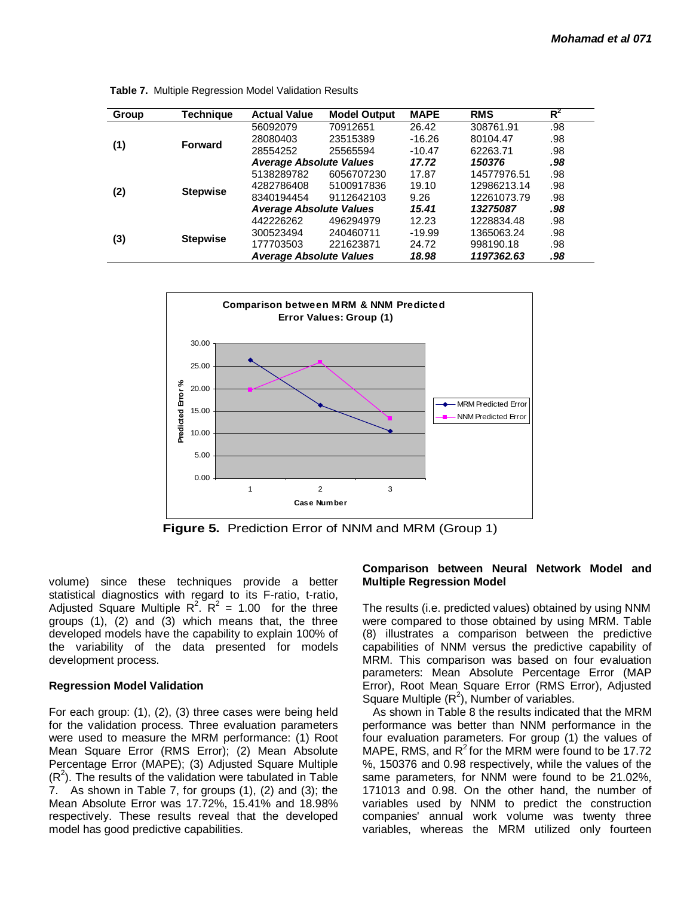**Table 7.** Multiple Regression Model Validation Results

| Group | Technique | Actual Value | Model Output | MAPE | RMS | $R^2$ |
|---|---|---|---|---|---|---|
| (1) | Forward | 56092079 | 70912651 | 26.42 | 308761.91 | .98 |
| | | 28080403 | 23515389 | -16.26 | 80104.47 | .98 |
| | | 28554252 | 25565594 | -10.47 | 62263.71 | .98 |
| | | ***Average Absolute Values*** | | ***17.72*** | ***150376*** | ***.98*** |
| (2) | Stepwise | 5138289782 | 6056707230 | 17.87 | 14577976.51 | .98 |
| | | 4282786408 | 5100917836 | 19.10 | 12986213.14 | .98 |
| | | 8340194454 | 9112642103 | 9.26 | 12261073.79 | .98 |
| | | ***Average Absolute Values*** | | ***15.41*** | ***13275087*** | ***.98*** |
| (3) | Stepwise | 442226262 | 496294979 | 12.23 | 1228834.48 | .98 |
| | | 300523494 | 240460711 | -19.99 | 1365063.24 | .98 |
| | | 177703503 | 221623871 | 24.72 | 998190.18 | .98 |
| | | ***Average Absolute Values*** | | ***18.98*** | ***1197362.63*** | ***.98*** |

**Figure 5.** Prediction Error of NNM and MRM (Group 1)

volume) since these techniques provide a better statistical diagnostics with regard to its F-ratio, t-ratio, Adjusted Square Multiple $R^2$. $R^2$ = 1.00 for the three groups (1), (2) and (3) which means that, the three developed models have the capability to explain 100% of the variability of the data presented for models development process.

### Regression Model Validation

For each group: (1), (2), (3) three cases were being held for the validation process. Three evaluation parameters were used to measure the MRM performance: (1) Root Mean Square Error (RMS Error); (2) Mean Absolute Percentage Error (MAPE); (3) Adjusted Square Multiple ($R^2$). The results of the validation were tabulated in Table 7. As shown in Table 7, for groups (1), (2) and (3); the Mean Absolute Error was 17.72%, 15.41% and 18.98% respectively. These results reveal that the developed model has good predictive capabilities.

### Comparison between Neural Network Model and Multiple Regression Model

The results (i.e. predicted values) obtained by using NNM were compared to those obtained by using MRM. Table (8) illustrates a comparison between the predictive capabilities of NNM versus the predictive capability of MRM. This comparison was based on four evaluation parameters: Mean Absolute Percentage Error (MAP Error), Root Mean Square Error (RMS Error), Adjusted Square Multiple ($R^2$), Number of variables.

As shown in Table 8 the results indicated that the MRM performance was better than NNM performance in the four evaluation parameters. For group (1) the values of MAPE, RMS, and $R^2$ for the MRM were found to be 17.72 %, 150376 and 0.98 respectively, while the values of the same parameters, for NNM were found to be 21.02%, 171013 and 0.98. On the other hand, the number of variables used by NNM to predict the construction companies' annual work volume was twenty three variables, whereas the MRM utilized only fourteen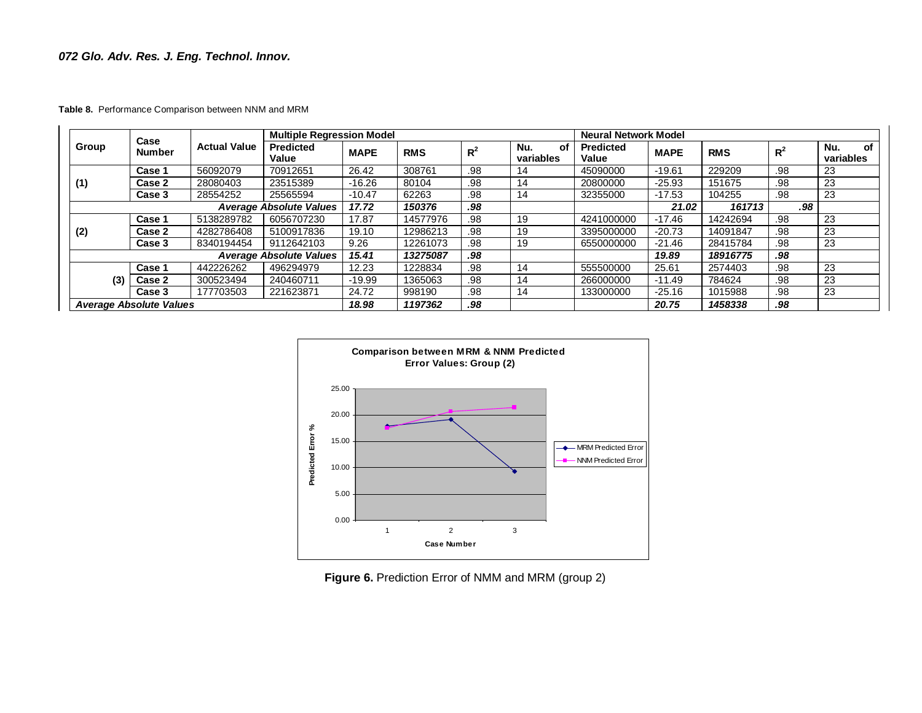**Table 8.** Performance Comparison between NNM and MRM

| Group | Case Number | Actual Value | Multiple Regression Model | | | | | Neural Network Model | | | | |
|---|---|---|---|---|---|---|---|---|---|---|---|---|
| | | | Predicted Value | MAPE | RMS | $R^2$ | Nu. of variables | Predicted Value | MAPE | RMS | $R^2$ | Nu. of variables |
| (1) | Case 1 | 56092079 | 70912651 | 26.42 | 308761 | .98 | 14 | 45090000 | -19.61 | 229209 | .98 | 23 |
| | Case 2 | 28080403 | 23515389 | -16.26 | 80104 | .98 | 14 | 20800000 | -25.93 | 151675 | .98 | 23 |
| | Case 3 | 28554252 | 25565594 | -10.47 | 62263 | .98 | 14 | 32355000 | -17.53 | 104255 | .98 | 23 |
| | | | ***Average Absolute Values*** | ***17.72*** | ***150376*** | ***.98*** | | | ***21.02*** | ***161713*** | ***.98*** | |
| (2) | Case 1 | 5138289782 | 6056707230 | 17.87 | 14577976 | .98 | 19 | 4241000000 | -17.46 | 14242694 | .98 | 23 |
| | Case 2 | 4282786408 | 5100917836 | 19.10 | 12986213 | .98 | 19 | 3395000000 | -20.73 | 14091847 | .98 | 23 |
| | Case 3 | 8340194454 | 9112642103 | 9.26 | 12261073 | .98 | 19 | 6550000000 | -21.46 | 28415784 | .98 | 23 |
| | | | ***Average Absolute Values*** | ***15.41*** | ***13275087*** | ***.98*** | | | ***19.89*** | ***18916775*** | ***.98*** | |
| (3) | Case 1 | 442226262 | 496294979 | 12.23 | 1228834 | .98 | 14 | 555500000 | 25.61 | 2574403 | .98 | 23 |
| | Case 2 | 300523494 | 240460711 | -19.99 | 1365063 | .98 | 14 | 266000000 | -11.49 | 784624 | .98 | 23 |
| | Case 3 | 177703503 | 221623871 | 24.72 | 998190 | .98 | 14 | 133000000 | -25.16 | 1015988 | .98 | 23 |
| ***Average Absolute Values*** | | | | ***18.98*** | ***1197362*** | ***.98*** | | | ***20.75*** | ***1458338*** | ***.98*** | |

**Figure 6.** Prediction Error of NMM and MRM (group 2)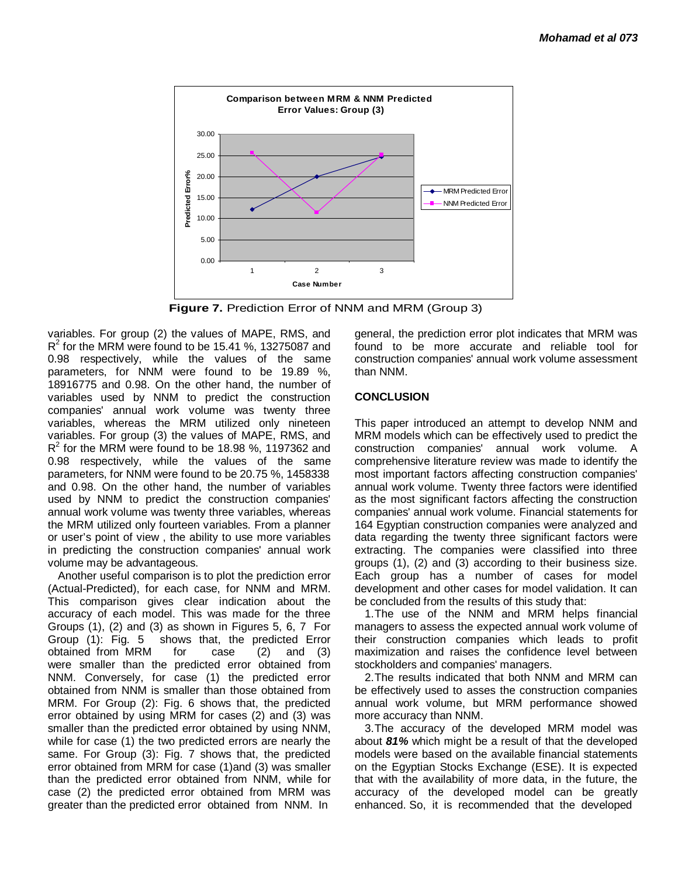Figure 7. Prediction Error of NNM and MRM (Group 3)

variables. For group (2) the values of MAPE, RMS, and $R^2$ for the MRM were found to be 15.41 %, 13275087 and 0.98 respectively, while the values of the same parameters, for NNM were found to be 19.89 %, 18916775 and 0.98. On the other hand, the number of variables used by NNM to predict the construction companies' annual work volume was twenty three variables, whereas the MRM utilized only nineteen variables. For group (3) the values of MAPE, RMS, and $R^2$ for the MRM were found to be 18.98 %, 1197362 and 0.98 respectively, while the values of the same parameters, for NNM were found to be 20.75 %, 1458338 and 0.98. On the other hand, the number of variables used by NNM to predict the construction companies' annual work volume was twenty three variables, whereas the MRM utilized only fourteen variables. From a planner or user's point of view , the ability to use more variables in predicting the construction companies' annual work volume may be advantageous.

Another useful comparison is to plot the prediction error (Actual-Predicted), for each case, for NNM and MRM. This comparison gives clear indication about the accuracy of each model. This was made for the three Groups (1), (2) and (3) as shown in Figures 5, 6, 7 For Group (1): Fig. 5 shows that, the predicted Error obtained from MRM for case (2) and (3) were smaller than the predicted error obtained from NNM. Conversely, for case (1) the predicted error obtained from NNM is smaller than those obtained from MRM. For Group (2): Fig. 6 shows that, the predicted error obtained by using MRM for cases (2) and (3) was smaller than the predicted error obtained by using NNM, while for case (1) the two predicted errors are nearly the same. For Group (3): Fig. 7 shows that, the predicted error obtained from MRM for case (1)and (3) was smaller than the predicted error obtained from NNM, while for case (2) the predicted error obtained from MRM was greater than the predicted error obtained from NNM. In general, the prediction error plot indicates that MRM was found to be more accurate and reliable tool for construction companies' annual work volume assessment than NNM.

## CONCLUSION

This paper introduced an attempt to develop NNM and MRM models which can be effectively used to predict the construction companies' annual work volume. A comprehensive literature review was made to identify the most important factors affecting construction companies' annual work volume. Twenty three factors were identified as the most significant factors affecting the construction companies' annual work volume. Financial statements for 164 Egyptian construction companies were analyzed and data regarding the twenty three significant factors were extracting. The companies were classified into three groups (1), (2) and (3) according to their business size. Each group has a number of cases for model development and other cases for model validation. It can be concluded from the results of this study that:

1. The use of the NNM and MRM helps financial managers to assess the expected annual work volume of their construction companies which leads to profit maximization and raises the confidence level between stockholders and companies' managers.
2. The results indicated that both NNM and MRM can be effectively used to asses the construction companies annual work volume, but MRM performance showed more accuracy than NNM.
3. The accuracy of the developed MRM model was about ***81%*** which might be a result of that the developed models were based on the available financial statements on the Egyptian Stocks Exchange (ESE). It is expected that with the availability of more data, in the future, the accuracy of the developed model can be greatly enhanced. So, it is recommended that the developed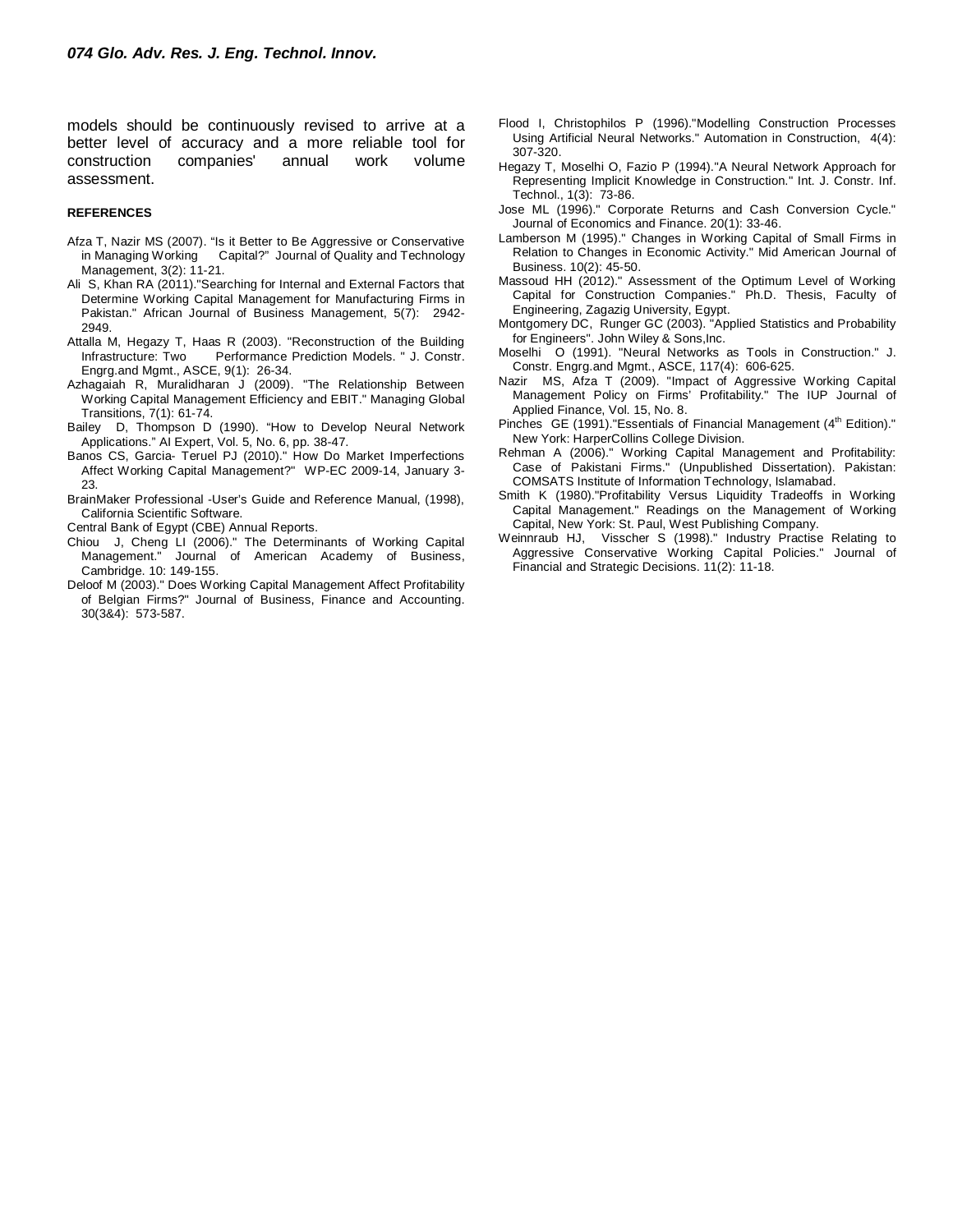models should be continuously revised to arrive at a better level of accuracy and a more reliable tool for construction companies' annual work volume assessment.

## REFERENCES

Afza T, Nazir MS (2007). "Is it Better to Be Aggressive or Conservative in Managing Working Capital?" Journal of Quality and Technology Management, 3(2): 11-21.

Ali S, Khan RA (2011)."Searching for Internal and External Factors that Determine Working Capital Management for Manufacturing Firms in Pakistan." African Journal of Business Management, 5(7): 2942-2949.

Attalla M, Hegazy T, Haas R (2003). "Reconstruction of the Building Infrastructure: Two Performance Prediction Models. " J. Constr. Engrg.and Mgmt., ASCE, 9(1): 26-34.

Azhagaiah R, Muralidharan J (2009). "The Relationship Between Working Capital Management Efficiency and EBIT." Managing Global Transitions, 7(1): 61-74.

Bailey D, Thompson D (1990). "How to Develop Neural Network Applications." AI Expert, Vol. 5, No. 6, pp. 38-47.

Banos CS, Garcia- Teruel PJ (2010)." How Do Market Imperfections Affect Working Capital Management?" WP-EC 2009-14, January 3-23.

BrainMaker Professional -User's Guide and Reference Manual, (1998), California Scientific Software.

Central Bank of Egypt (CBE) Annual Reports.

Chiou J, Cheng LI (2006)." The Determinants of Working Capital Management." Journal of American Academy of Business, Cambridge. 10: 149-155.

Deloof M (2003)." Does Working Capital Management Affect Profitability of Belgian Firms?" Journal of Business, Finance and Accounting. 30(3&4): 573-587.

Flood I, Christophilos P (1996)."Modelling Construction Processes Using Artificial Neural Networks." Automation in Construction, 4(4): 307-320.

Hegazy T, Moselhi O, Fazio P (1994)."A Neural Network Approach for Representing Implicit Knowledge in Construction." Int. J. Constr. Inf. Technol., 1(3): 73-86.

Jose ML (1996)." Corporate Returns and Cash Conversion Cycle." Journal of Economics and Finance. 20(1): 33-46.

Lamberson M (1995)." Changes in Working Capital of Small Firms in Relation to Changes in Economic Activity." Mid American Journal of Business. 10(2): 45-50.

Massoud HH (2012)." Assessment of the Optimum Level of Working Capital for Construction Companies." Ph.D. Thesis, Faculty of Engineering, Zagazig University, Egypt.

Montgomery DC, Runger GC (2003). "Applied Statistics and Probability for Engineers". John Wiley & Sons,Inc.

Moselhi O (1991). "Neural Networks as Tools in Construction." J. Constr. Engrg.and Mgmt., ASCE, 117(4): 606-625.

Nazir MS, Afza T (2009). "Impact of Aggressive Working Capital Management Policy on Firms' Profitability." The IUP Journal of Applied Finance, Vol. 15, No. 8.

Pinches GE (1991)."Essentials of Financial Management (4th Edition)." New York: HarperCollins College Division.

Rehman A (2006)." Working Capital Management and Profitability: Case of Pakistani Firms." (Unpublished Dissertation). Pakistan: COMSATS Institute of Information Technology, Islamabad.

Smith K (1980)."Profitability Versus Liquidity Tradeoffs in Working Capital Management." Readings on the Management of Working Capital, New York: St. Paul, West Publishing Company.

Weinnraub HJ, Visscher S (1998)." Industry Practise Relating to Aggressive Conservative Working Capital Policies." Journal of Financial and Strategic Decisions. 11(2): 11-18.